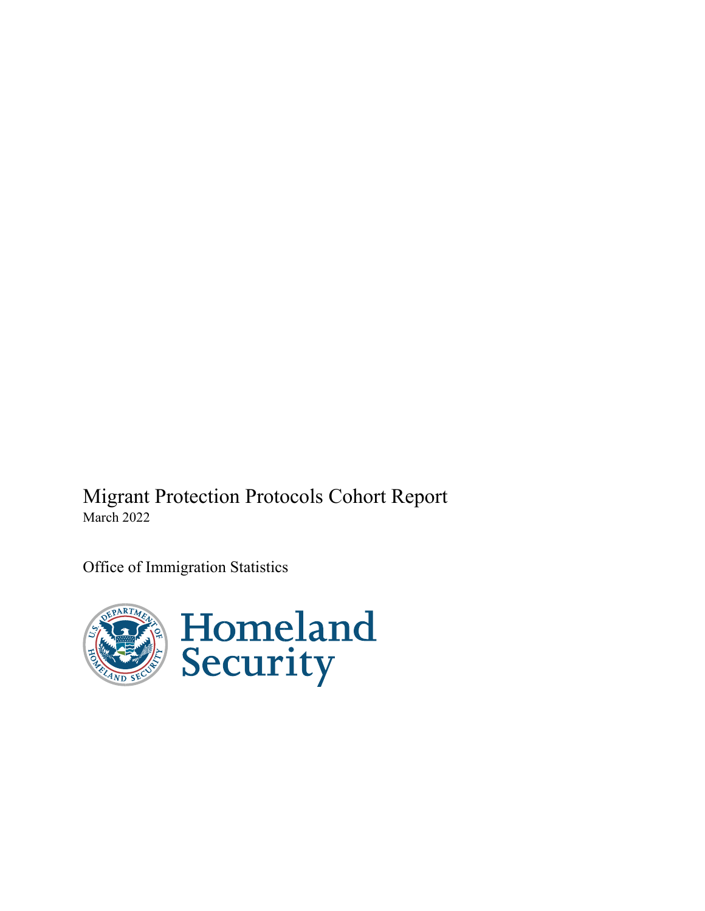# Migrant Protection Protocols Cohort Report

March 2022

Office of Immigration Statistics

Homeland Security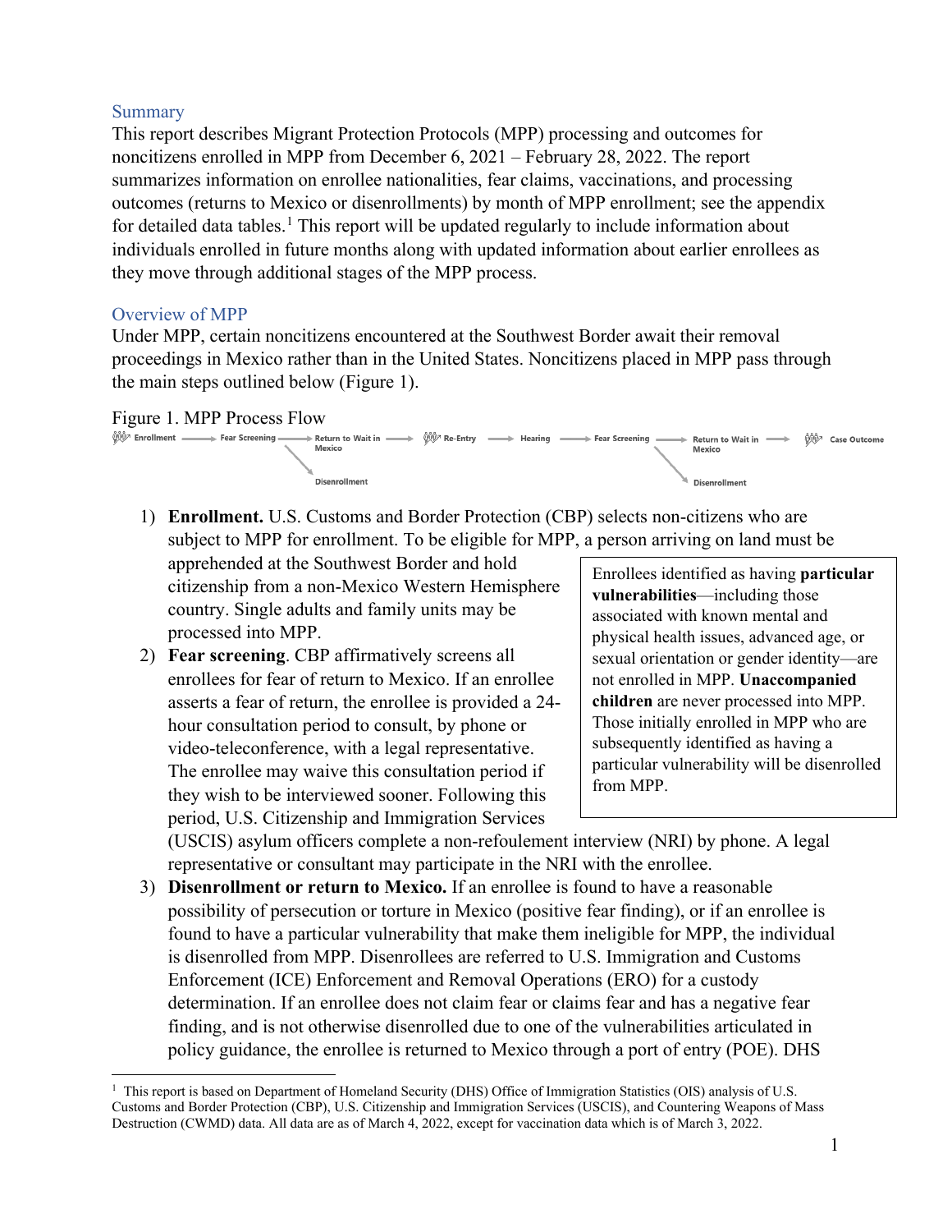## Summary

This report describes Migrant Protection Protocols (MPP) processing and outcomes for noncitizens enrolled in MPP from December 6, 2021 – February 28, 2022. The report summarizes information on enrollee nationalities, fear claims, vaccinations, and processing outcomes (returns to Mexico or disenrollments) by month of MPP enrollment; see the appendix for detailed data tables.[1] This report will be updated regularly to include information about individuals enrolled in future months along with updated information about earlier enrollees as they move through additional stages of the MPP process.

## Overview of MPP

Under MPP, certain noncitizens encountered at the Southwest Border await their removal proceedings in Mexico rather than in the United States. Noncitizens placed in MPP pass through the main steps outlined below (Figure 1).

Figure 1. MPP Process Flow

Enrollment → Fear Screening → Return to Wait in Mexico → Re-Entry → Hearing → Fear Screening → Return to Wait in Mexico → Case Outcome

(Fear Screening → Disenrollment; Fear Screening → Disenrollment)

1) **Enrollment.** U.S. Customs and Border Protection (CBP) selects non-citizens who are subject to MPP for enrollment. To be eligible for MPP, a person arriving on land must be apprehended at the Southwest Border and hold citizenship from a non-Mexico Western Hemisphere country. Single adults and family units may be processed into MPP.
2) **Fear screening**. CBP affirmatively screens all enrollees for fear of return to Mexico. If an enrollee asserts a fear of return, the enrollee is provided a 24-hour consultation period to consult, by phone or video-teleconference, with a legal representative. The enrollee may waive this consultation period if they wish to be interviewed sooner. Following this period, U.S. Citizenship and Immigration Services (USCIS) asylum officers complete a non-refoulement interview (NRI) by phone. A legal representative or consultant may participate in the NRI with the enrollee.
3) **Disenrollment or return to Mexico.** If an enrollee is found to have a reasonable possibility of persecution or torture in Mexico (positive fear finding), or if an enrollee is found to have a particular vulnerability that make them ineligible for MPP, the individual is disenrolled from MPP. Disenrollees are referred to U.S. Immigration and Customs Enforcement (ICE) Enforcement and Removal Operations (ERO) for a custody determination. If an enrollee does not claim fear or claims fear and has a negative fear finding, and is not otherwise disenrolled due to one of the vulnerabilities articulated in policy guidance, the enrollee is returned to Mexico through a port of entry (POE). DHS

> Enrollees identified as having **particular vulnerabilities**—including those associated with known mental and physical health issues, advanced age, or sexual orientation or gender identity—are not enrolled in MPP. **Unaccompanied children** are never processed into MPP. Those initially enrolled in MPP who are subsequently identified as having a particular vulnerability will be disenrolled from MPP.

[1] This report is based on Department of Homeland Security (DHS) Office of Immigration Statistics (OIS) analysis of U.S. Customs and Border Protection (CBP), U.S. Citizenship and Immigration Services (USCIS), and Countering Weapons of Mass Destruction (CWMD) data. All data are as of March 4, 2022, except for vaccination data which is of March 3, 2022.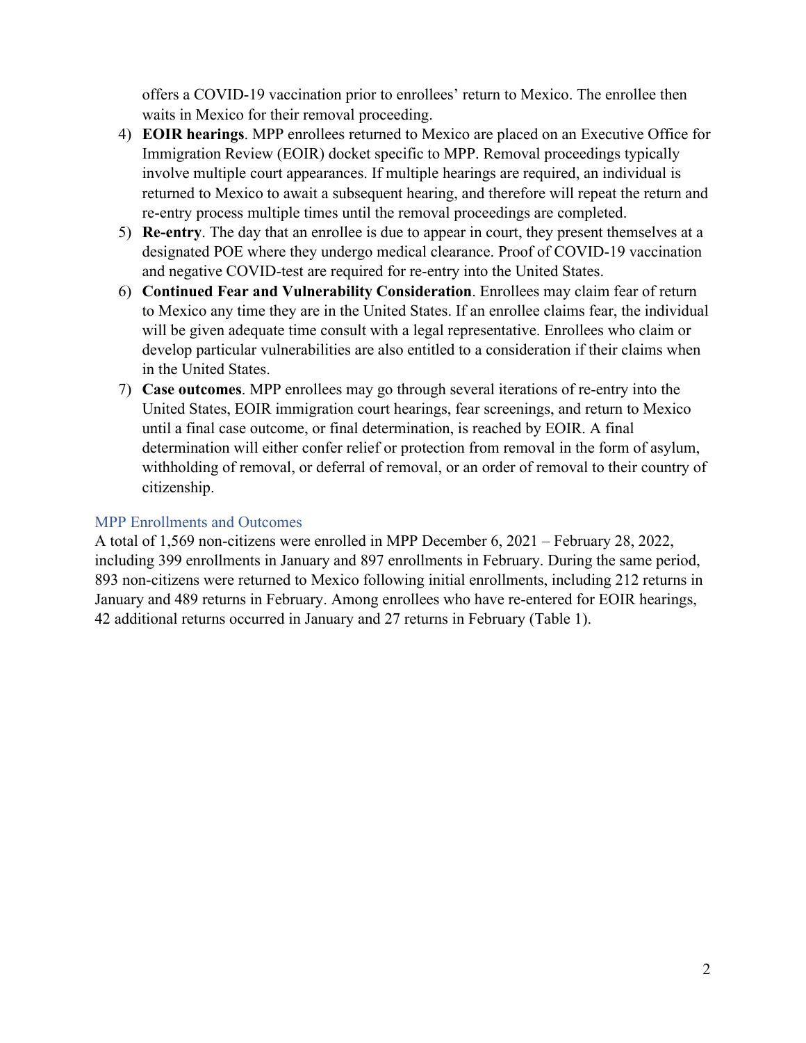offers a COVID-19 vaccination prior to enrollees' return to Mexico. The enrollee then waits in Mexico for their removal proceeding.

4) **EOIR hearings**. MPP enrollees returned to Mexico are placed on an Executive Office for Immigration Review (EOIR) docket specific to MPP. Removal proceedings typically involve multiple court appearances. If multiple hearings are required, an individual is returned to Mexico to await a subsequent hearing, and therefore will repeat the return and re-entry process multiple times until the removal proceedings are completed.
5) **Re-entry**. The day that an enrollee is due to appear in court, they present themselves at a designated POE where they undergo medical clearance. Proof of COVID-19 vaccination and negative COVID-test are required for re-entry into the United States.
6) **Continued Fear and Vulnerability Consideration**. Enrollees may claim fear of return to Mexico any time they are in the United States. If an enrollee claims fear, the individual will be given adequate time consult with a legal representative. Enrollees who claim or develop particular vulnerabilities are also entitled to a consideration if their claims when in the United States.
7) **Case outcomes**. MPP enrollees may go through several iterations of re-entry into the United States, EOIR immigration court hearings, fear screenings, and return to Mexico until a final case outcome, or final determination, is reached by EOIR. A final determination will either confer relief or protection from removal in the form of asylum, withholding of removal, or deferral of removal, or an order of removal to their country of citizenship.

## MPP Enrollments and Outcomes

A total of 1,569 non-citizens were enrolled in MPP December 6, 2021 – February 28, 2022, including 399 enrollments in January and 897 enrollments in February. During the same period, 893 non-citizens were returned to Mexico following initial enrollments, including 212 returns in January and 489 returns in February. Among enrollees who have re-entered for EOIR hearings, 42 additional returns occurred in January and 27 returns in February (Table 1).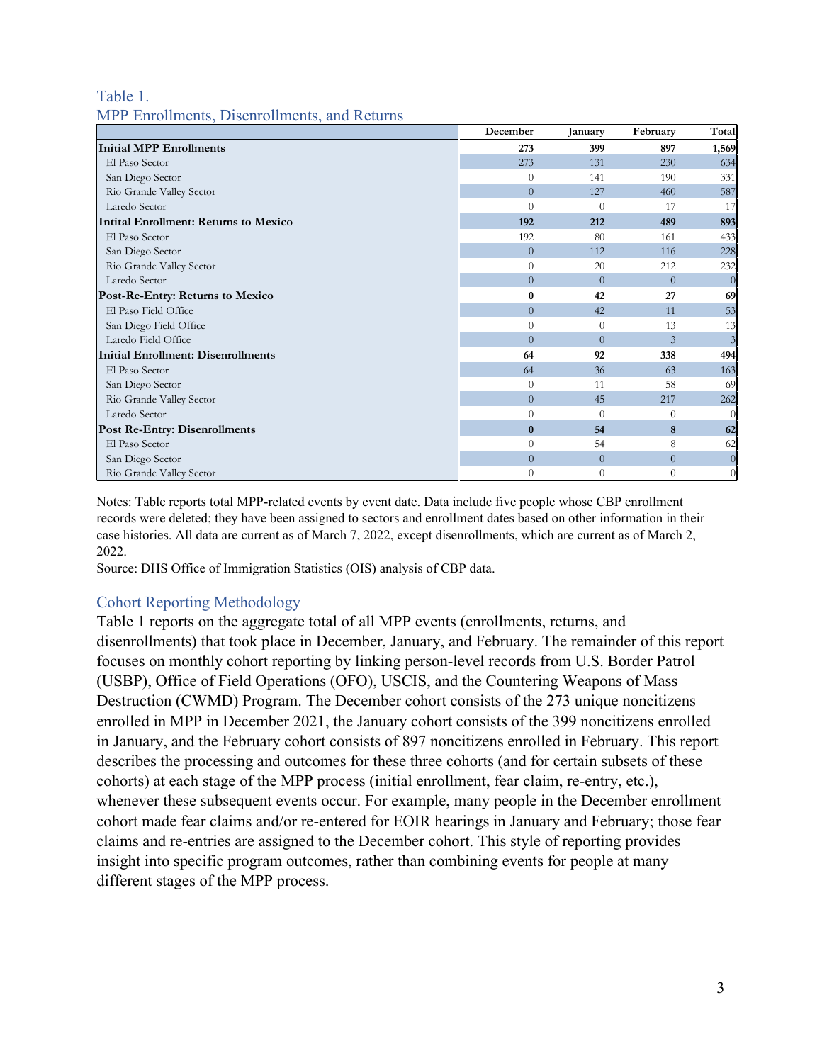Table 1.
MPP Enrollments, Disenrollments, and Returns

| | December | January | February | Total |
|---|---|---|---|---|
| **Initial MPP Enrollments** | **273** | **399** | **897** | **1,569** |
| El Paso Sector | 273 | 131 | 230 | 634 |
| San Diego Sector | 0 | 141 | 190 | 331 |
| Rio Grande Valley Sector | 0 | 127 | 460 | 587 |
| Laredo Sector | 0 | 0 | 17 | 17 |
| **Intital Enrollment: Returns to Mexico** | **192** | **212** | **489** | **893** |
| El Paso Sector | 192 | 80 | 161 | 433 |
| San Diego Sector | 0 | 112 | 116 | 228 |
| Rio Grande Valley Sector | 0 | 20 | 212 | 232 |
| Laredo Sector | 0 | 0 | 0 | 0 |
| **Post-Re-Entry: Returns to Mexico** | **0** | **42** | **27** | **69** |
| El Paso Field Office | 0 | 42 | 11 | 53 |
| San Diego Field Office | 0 | 0 | 13 | 13 |
| Laredo Field Office | 0 | 0 | 3 | 3 |
| **Initial Enrollment: Disenrollments** | **64** | **92** | **338** | **494** |
| El Paso Sector | 64 | 36 | 63 | 163 |
| San Diego Sector | 0 | 11 | 58 | 69 |
| Rio Grande Valley Sector | 0 | 45 | 217 | 262 |
| Laredo Sector | 0 | 0 | 0 | 0 |
| **Post Re-Entry: Disenrollments** | **0** | **54** | **8** | **62** |
| El Paso Sector | 0 | 54 | 8 | 62 |
| San Diego Sector | 0 | 0 | 0 | 0 |
| Rio Grande Valley Sector | 0 | 0 | 0 | 0 |

Notes: Table reports total MPP-related events by event date. Data include five people whose CBP enrollment records were deleted; they have been assigned to sectors and enrollment dates based on other information in their case histories. All data are current as of March 7, 2022, except disenrollments, which are current as of March 2, 2022.
Source: DHS Office of Immigration Statistics (OIS) analysis of CBP data.

## Cohort Reporting Methodology

Table 1 reports on the aggregate total of all MPP events (enrollments, returns, and disenrollments) that took place in December, January, and February. The remainder of this report focuses on monthly cohort reporting by linking person-level records from U.S. Border Patrol (USBP), Office of Field Operations (OFO), USCIS, and the Countering Weapons of Mass Destruction (CWMD) Program. The December cohort consists of the 273 unique noncitizens enrolled in MPP in December 2021, the January cohort consists of the 399 noncitizens enrolled in January, and the February cohort consists of 897 noncitizens enrolled in February. This report describes the processing and outcomes for these three cohorts (and for certain subsets of these cohorts) at each stage of the MPP process (initial enrollment, fear claim, re-entry, etc.), whenever these subsequent events occur. For example, many people in the December enrollment cohort made fear claims and/or re-entered for EOIR hearings in January and February; those fear claims and re-entries are assigned to the December cohort. This style of reporting provides insight into specific program outcomes, rather than combining events for people at many different stages of the MPP process.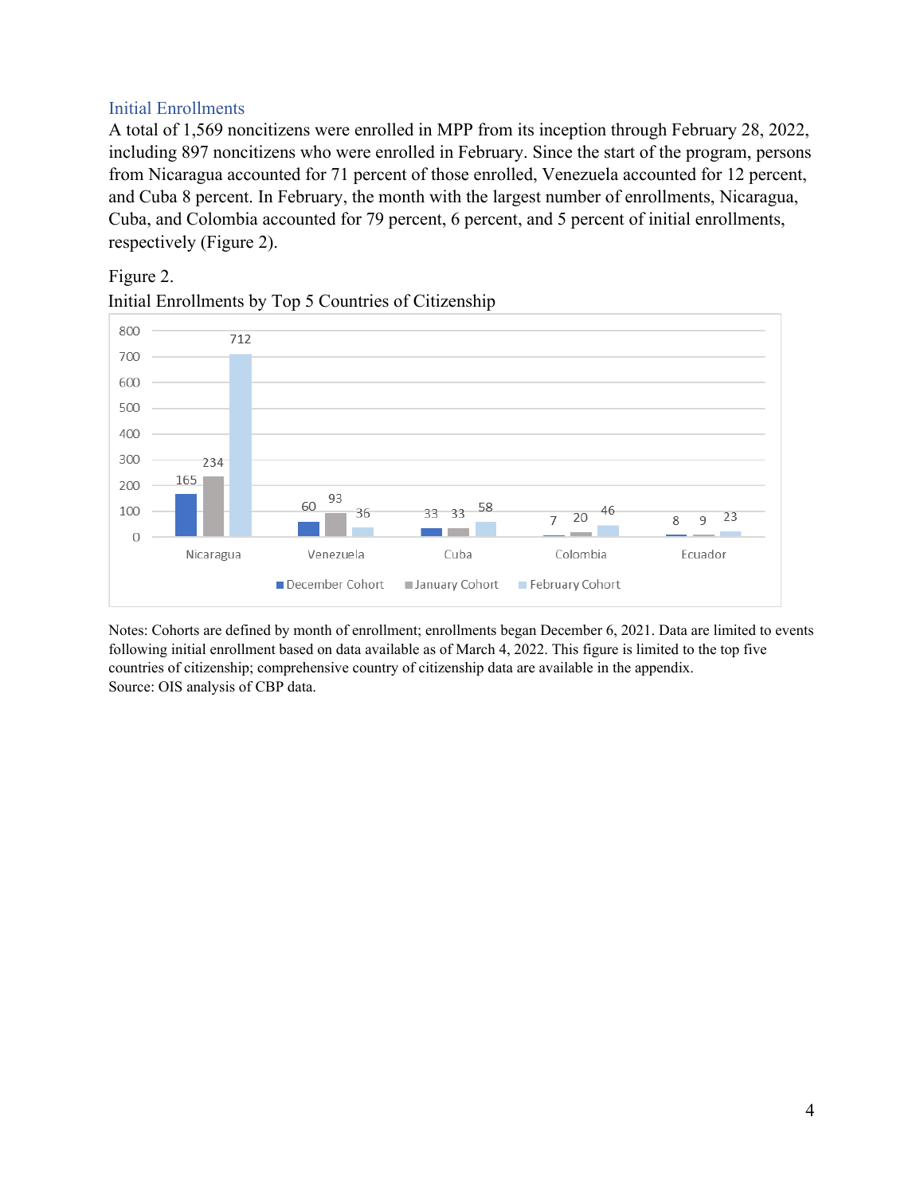### Initial Enrollments

A total of 1,569 noncitizens were enrolled in MPP from its inception through February 28, 2022, including 897 noncitizens who were enrolled in February. Since the start of the program, persons from Nicaragua accounted for 71 percent of those enrolled, Venezuela accounted for 12 percent, and Cuba 8 percent. In February, the month with the largest number of enrollments, Nicaragua, Cuba, and Colombia accounted for 79 percent, 6 percent, and 5 percent of initial enrollments, respectively (Figure 2).

Figure 2.
Initial Enrollments by Top 5 Countries of Citizenship

| Country | December Cohort | January Cohort | February Cohort |
| --- | --- | --- | --- |
| Nicaragua | 165 | 234 | 712 |
| Venezuela | 60 | 93 | 36 |
| Cuba | 33 | 33 | 58 |
| Colombia | 7 | 20 | 46 |
| Ecuador | 8 | 9 | 23 |

Notes: Cohorts are defined by month of enrollment; enrollments began December 6, 2021. Data are limited to events following initial enrollment based on data available as of March 4, 2022. This figure is limited to the top five countries of citizenship; comprehensive country of citizenship data are available in the appendix.
Source: OIS analysis of CBP data.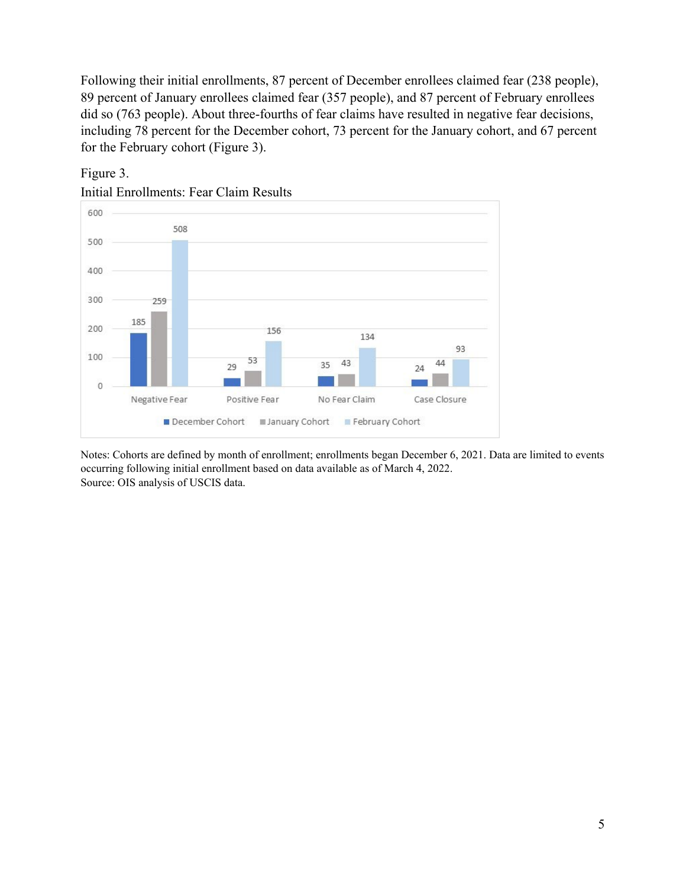Following their initial enrollments, 87 percent of December enrollees claimed fear (238 people), 89 percent of January enrollees claimed fear (357 people), and 87 percent of February enrollees did so (763 people). About three-fourths of fear claims have resulted in negative fear decisions, including 78 percent for the December cohort, 73 percent for the January cohort, and 67 percent for the February cohort (Figure 3).

Figure 3.
Initial Enrollments: Fear Claim Results

| | December Cohort | January Cohort | February Cohort |
|---|---|---|---|
| Negative Fear | 185 | 259 | 508 |
| Positive Fear | 29 | 53 | 156 |
| No Fear Claim | 35 | 43 | 134 |
| Case Closure | 24 | 44 | 93 |

Notes: Cohorts are defined by month of enrollment; enrollments began December 6, 2021. Data are limited to events occurring following initial enrollment based on data available as of March 4, 2022.
Source: OIS analysis of USCIS data.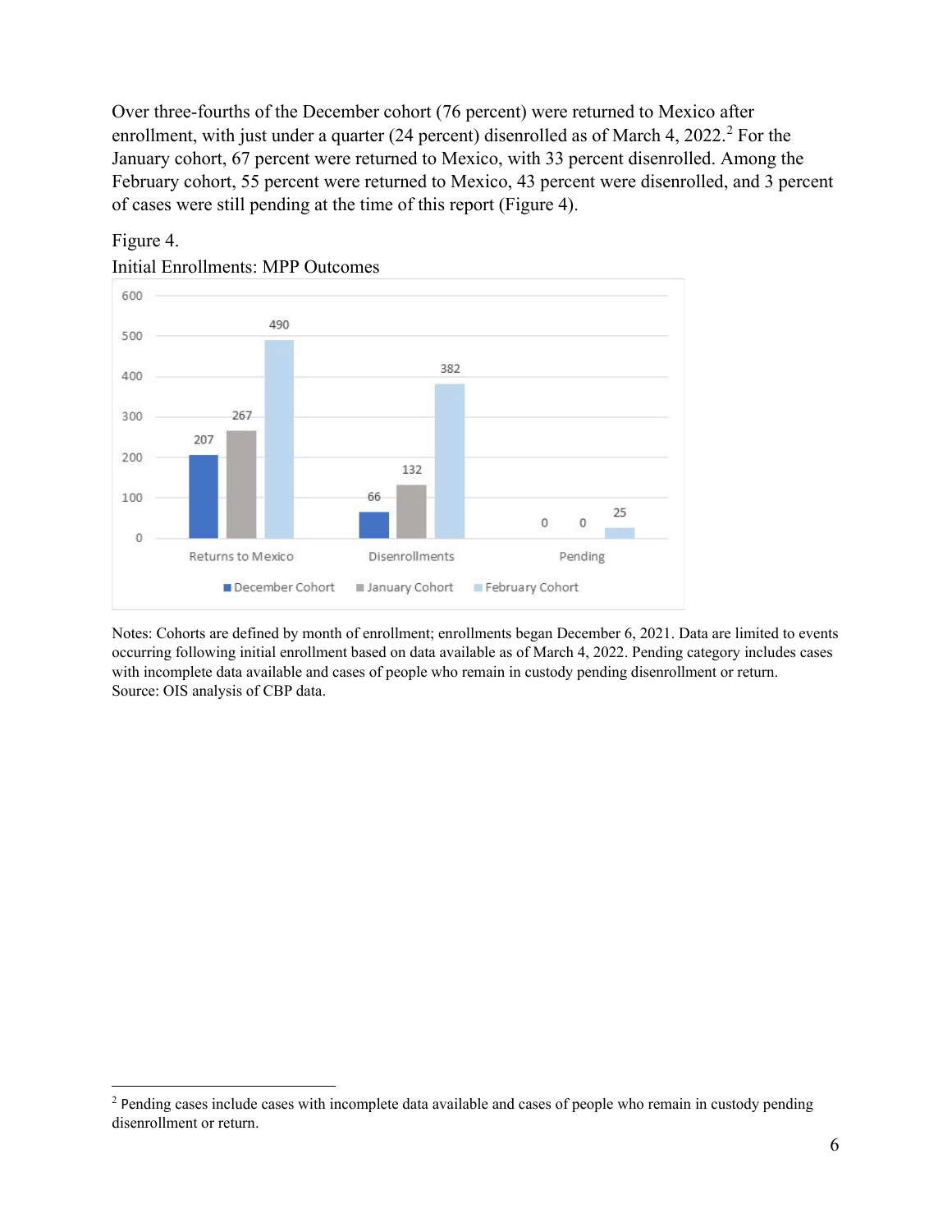Over three-fourths of the December cohort (76 percent) were returned to Mexico after enrollment, with just under a quarter (24 percent) disenrolled as of March 4, 2022.[2] For the January cohort, 67 percent were returned to Mexico, with 33 percent disenrolled. Among the February cohort, 55 percent were returned to Mexico, 43 percent were disenrolled, and 3 percent of cases were still pending at the time of this report (Figure 4).

Figure 4.

Initial Enrollments: MPP Outcomes

| | December Cohort | January Cohort | February Cohort |
|---|---|---|---|
| Returns to Mexico | 207 | 267 | 490 |
| Disenrollments | 66 | 132 | 382 |
| Pending | 0 | 0 | 25 |

Notes: Cohorts are defined by month of enrollment; enrollments began December 6, 2021. Data are limited to events occurring following initial enrollment based on data available as of March 4, 2022. Pending category includes cases with incomplete data available and cases of people who remain in custody pending disenrollment or return.
Source: OIS analysis of CBP data.

[2] Pending cases include cases with incomplete data available and cases of people who remain in custody pending disenrollment or return.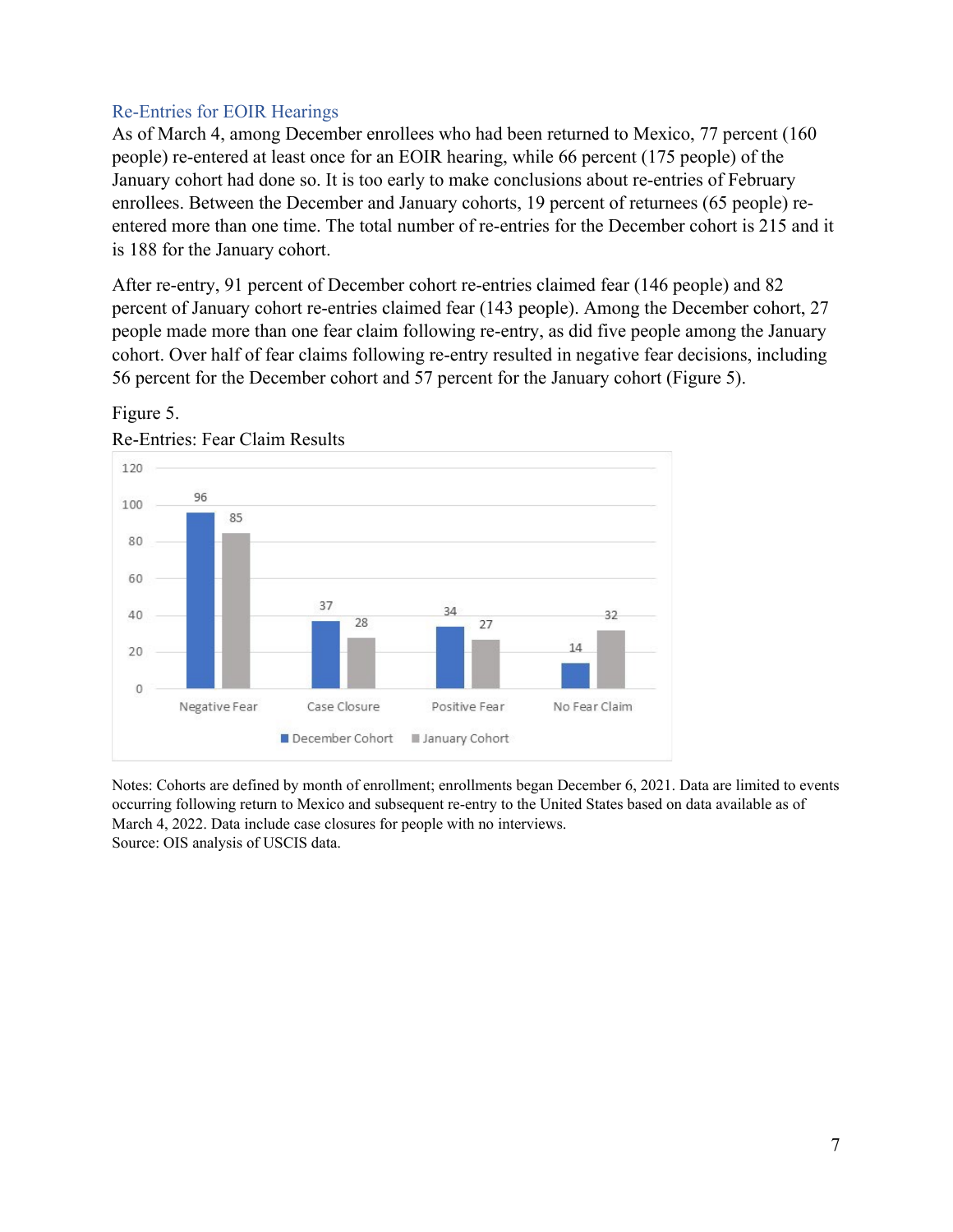### Re-Entries for EOIR Hearings

As of March 4, among December enrollees who had been returned to Mexico, 77 percent (160 people) re-entered at least once for an EOIR hearing, while 66 percent (175 people) of the January cohort had done so. It is too early to make conclusions about re-entries of February enrollees. Between the December and January cohorts, 19 percent of returnees (65 people) re-entered more than one time. The total number of re-entries for the December cohort is 215 and it is 188 for the January cohort.

After re-entry, 91 percent of December cohort re-entries claimed fear (146 people) and 82 percent of January cohort re-entries claimed fear (143 people). Among the December cohort, 27 people made more than one fear claim following re-entry, as did five people among the January cohort. Over half of fear claims following re-entry resulted in negative fear decisions, including 56 percent for the December cohort and 57 percent for the January cohort (Figure 5).

Figure 5.

Re-Entries: Fear Claim Results

| | December Cohort | January Cohort |
|---|---|---|
| Negative Fear | 96 | 85 |
| Case Closure | 37 | 28 |
| Positive Fear | 34 | 27 |
| No Fear Claim | 14 | 32 |

Notes: Cohorts are defined by month of enrollment; enrollments began December 6, 2021. Data are limited to events occurring following return to Mexico and subsequent re-entry to the United States based on data available as of March 4, 2022. Data include case closures for people with no interviews.

Source: OIS analysis of USCIS data.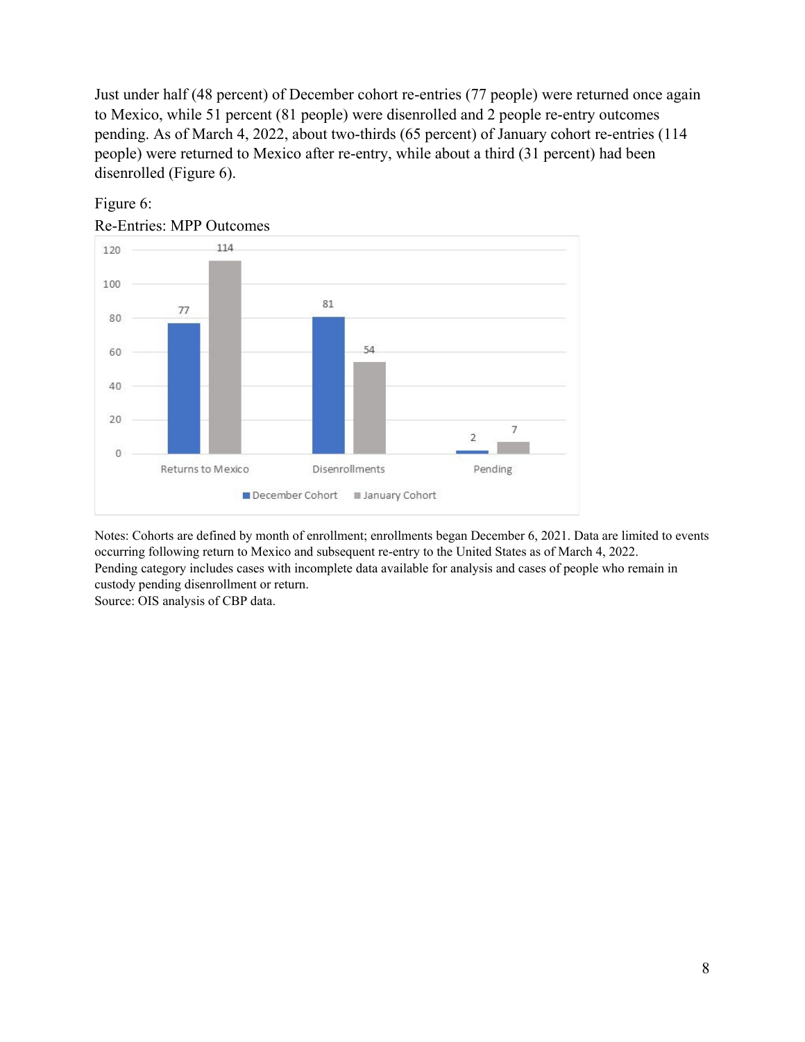Just under half (48 percent) of December cohort re-entries (77 people) were returned once again to Mexico, while 51 percent (81 people) were disenrolled and 2 people re-entry outcomes pending. As of March 4, 2022, about two-thirds (65 percent) of January cohort re-entries (114 people) were returned to Mexico after re-entry, while about a third (31 percent) had been disenrolled (Figure 6).

Figure 6:
Re-Entries: MPP Outcomes

| | December Cohort | January Cohort |
|---|---|---|
| Returns to Mexico | 77 | 114 |
| Disenrollments | 81 | 54 |
| Pending | 2 | 7 |

Notes: Cohorts are defined by month of enrollment; enrollments began December 6, 2021. Data are limited to events occurring following return to Mexico and subsequent re-entry to the United States as of March 4, 2022.
Pending category includes cases with incomplete data available for analysis and cases of people who remain in custody pending disenrollment or return.
Source: OIS analysis of CBP data.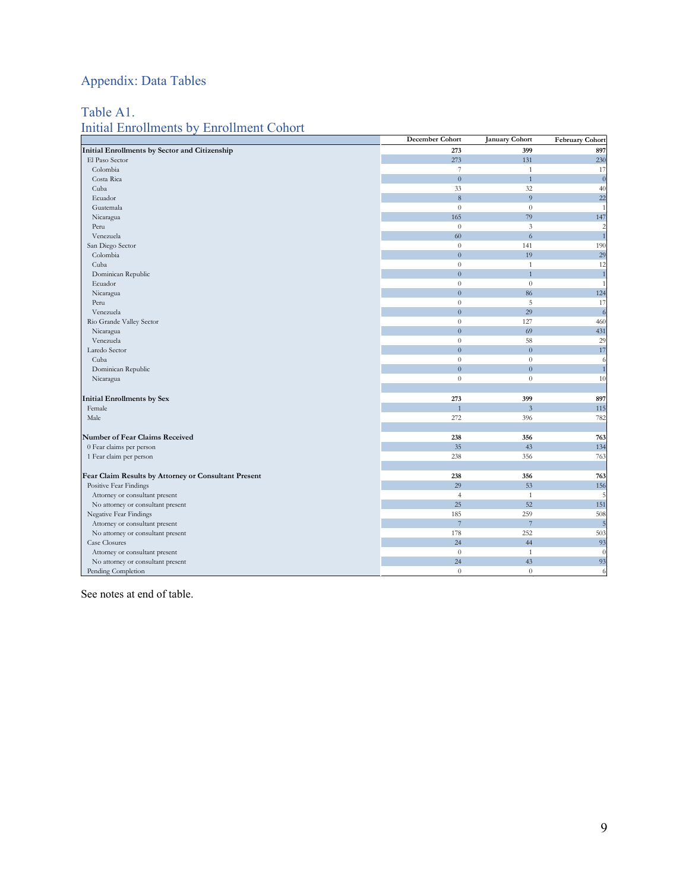## Appendix: Data Tables

### Table A1.
### Initial Enrollments by Enrollment Cohort

| | December Cohort | January Cohort | February Cohort |
|---|---|---|---|
| **Initial Enrollments by Sector and Citizenship** | **273** | **399** | **897** |
| El Paso Sector | 273 | 131 | 230 |
| Colombia | 7 | 1 | 17 |
| Costa Rica | 0 | 1 | 0 |
| Cuba | 33 | 32 | 40 |
| Ecuador | 8 | 9 | 22 |
| Guatemala | 0 | 0 | 1 |
| Nicaragua | 165 | 79 | 147 |
| Peru | 0 | 3 | 2 |
| Venezuela | 60 | 6 | 1 |
| San Diego Sector | 0 | 141 | 190 |
| Colombia | 0 | 19 | 29 |
| Cuba | 0 | 1 | 12 |
| Dominican Republic | 0 | 1 | 1 |
| Ecuador | 0 | 0 | 1 |
| Nicaragua | 0 | 86 | 124 |
| Peru | 0 | 5 | 17 |
| Venezuela | 0 | 29 | 6 |
| Rio Grande Valley Sector | 0 | 127 | 460 |
| Nicaragua | 0 | 69 | 431 |
| Venezuela | 0 | 58 | 29 |
| Laredo Sector | 0 | 0 | 17 |
| Cuba | 0 | 0 | 6 |
| Dominican Republic | 0 | 0 | 1 |
| Nicaragua | 0 | 0 | 10 |
| | | | |
| **Initial Enrollments by Sex** | **273** | **399** | **897** |
| Female | 1 | 3 | 115 |
| Male | 272 | 396 | 782 |
| | | | |
| **Number of Fear Claims Received** | **238** | **356** | **763** |
| 0 Fear claims per person | 35 | 43 | 134 |
| 1 Fear claim per person | 238 | 356 | 763 |
| | | | |
| **Fear Claim Results by Attorney or Consultant Present** | **238** | **356** | **763** |
| Positive Fear Findings | 29 | 53 | 156 |
| Attorney or consultant present | 4 | 1 | 5 |
| No attorney or consultant present | 25 | 52 | 151 |
| Negative Fear Findings | 185 | 259 | 508 |
| Attorney or consultant present | 7 | 7 | 5 |
| No attorney or consultant present | 178 | 252 | 503 |
| Case Closures | 24 | 44 | 93 |
| Attorney or consultant present | 0 | 1 | 0 |
| No attorney or consultant present | 24 | 43 | 93 |
| Pending Completion | 0 | 0 | 6 |

See notes at end of table.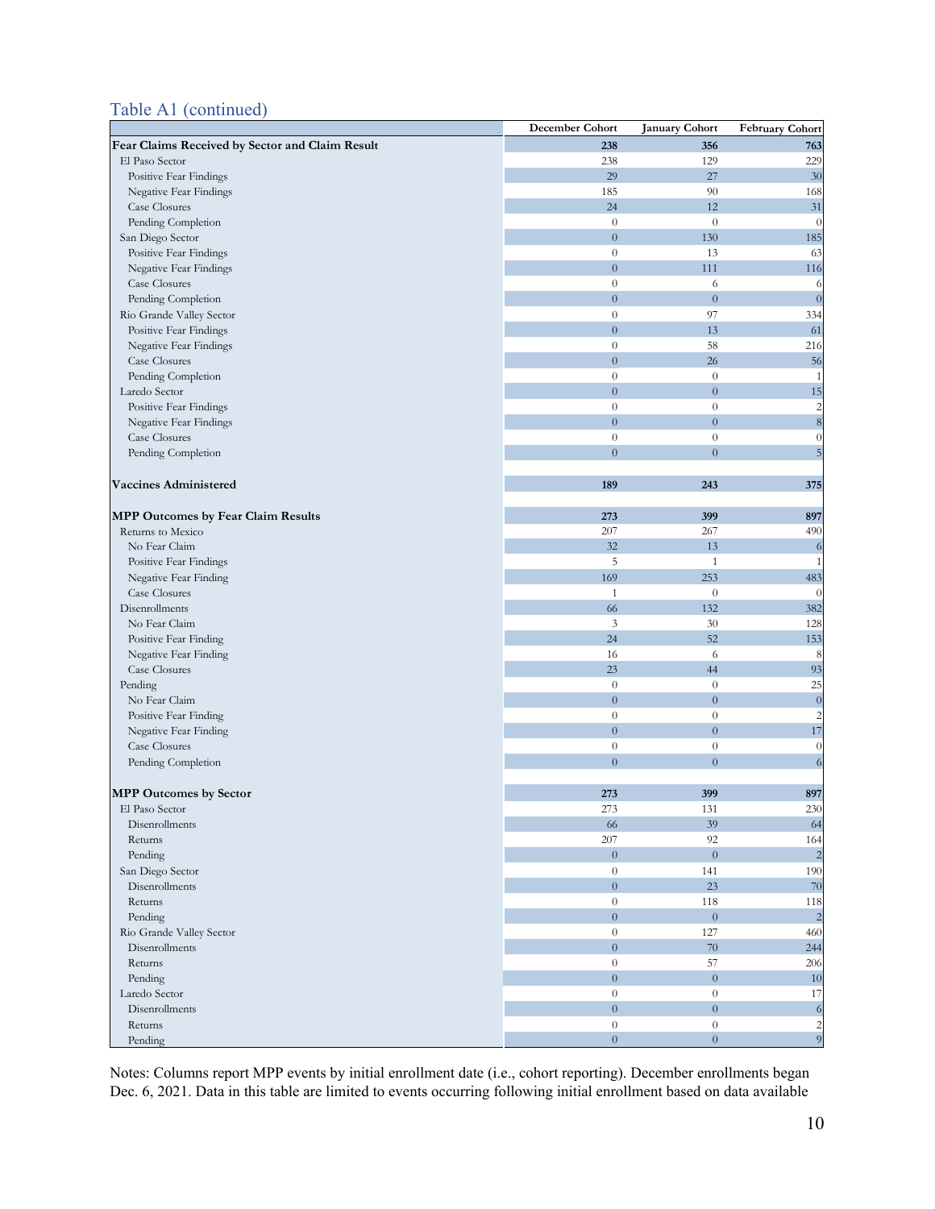## Table A1 (continued)

| | December Cohort | January Cohort | February Cohort |
|---|---|---|---|
| **Fear Claims Received by Sector and Claim Result** | **238** | **356** | **763** |
| El Paso Sector | 238 | 129 | 229 |
| Positive Fear Findings | 29 | 27 | 30 |
| Negative Fear Findings | 185 | 90 | 168 |
| Case Closures | 24 | 12 | 31 |
| Pending Completion | 0 | 0 | 0 |
| San Diego Sector | 0 | 130 | 185 |
| Positive Fear Findings | 0 | 13 | 63 |
| Negative Fear Findings | 0 | 111 | 116 |
| Case Closures | 0 | 6 | 6 |
| Pending Completion | 0 | 0 | 0 |
| Rio Grande Valley Sector | 0 | 97 | 334 |
| Positive Fear Findings | 0 | 13 | 61 |
| Negative Fear Findings | 0 | 58 | 216 |
| Case Closures | 0 | 26 | 56 |
| Pending Completion | 0 | 0 | 1 |
| Laredo Sector | 0 | 0 | 15 |
| Positive Fear Findings | 0 | 0 | 2 |
| Negative Fear Findings | 0 | 0 | 8 |
| Case Closures | 0 | 0 | 0 |
| Pending Completion | 0 | 0 | 5 |
| | | | |
| **Vaccines Administered** | **189** | **243** | **375** |
| | | | |
| **MPP Outcomes by Fear Claim Results** | **273** | **399** | **897** |
| Returns to Mexico | 207 | 267 | 490 |
| No Fear Claim | 32 | 13 | 6 |
| Positive Fear Findings | 5 | 1 | 1 |
| Negative Fear Finding | 169 | 253 | 483 |
| Case Closures | 1 | 0 | 0 |
| Disenrollments | 66 | 132 | 382 |
| No Fear Claim | 3 | 30 | 128 |
| Positive Fear Finding | 24 | 52 | 153 |
| Negative Fear Finding | 16 | 6 | 8 |
| Case Closures | 23 | 44 | 93 |
| Pending | 0 | 0 | 25 |
| No Fear Claim | 0 | 0 | 0 |
| Positive Fear Finding | 0 | 0 | 2 |
| Negative Fear Finding | 0 | 0 | 17 |
| Case Closures | 0 | 0 | 0 |
| Pending Completion | 0 | 0 | 6 |
| | | | |
| **MPP Outcomes by Sector** | **273** | **399** | **897** |
| El Paso Sector | 273 | 131 | 230 |
| Disenrollments | 66 | 39 | 64 |
| Returns | 207 | 92 | 164 |
| Pending | 0 | 0 | 2 |
| San Diego Sector | 0 | 141 | 190 |
| Disenrollments | 0 | 23 | 70 |
| Returns | 0 | 118 | 118 |
| Pending | 0 | 0 | 2 |
| Rio Grande Valley Sector | 0 | 127 | 460 |
| Disenrollments | 0 | 70 | 244 |
| Returns | 0 | 57 | 206 |
| Pending | 0 | 0 | 10 |
| Laredo Sector | 0 | 0 | 17 |
| Disenrollments | 0 | 0 | 6 |
| Returns | 0 | 0 | 2 |
| Pending | 0 | 0 | 9 |

Notes: Columns report MPP events by initial enrollment date (i.e., cohort reporting). December enrollments began Dec. 6, 2021. Data in this table are limited to events occurring following initial enrollment based on data available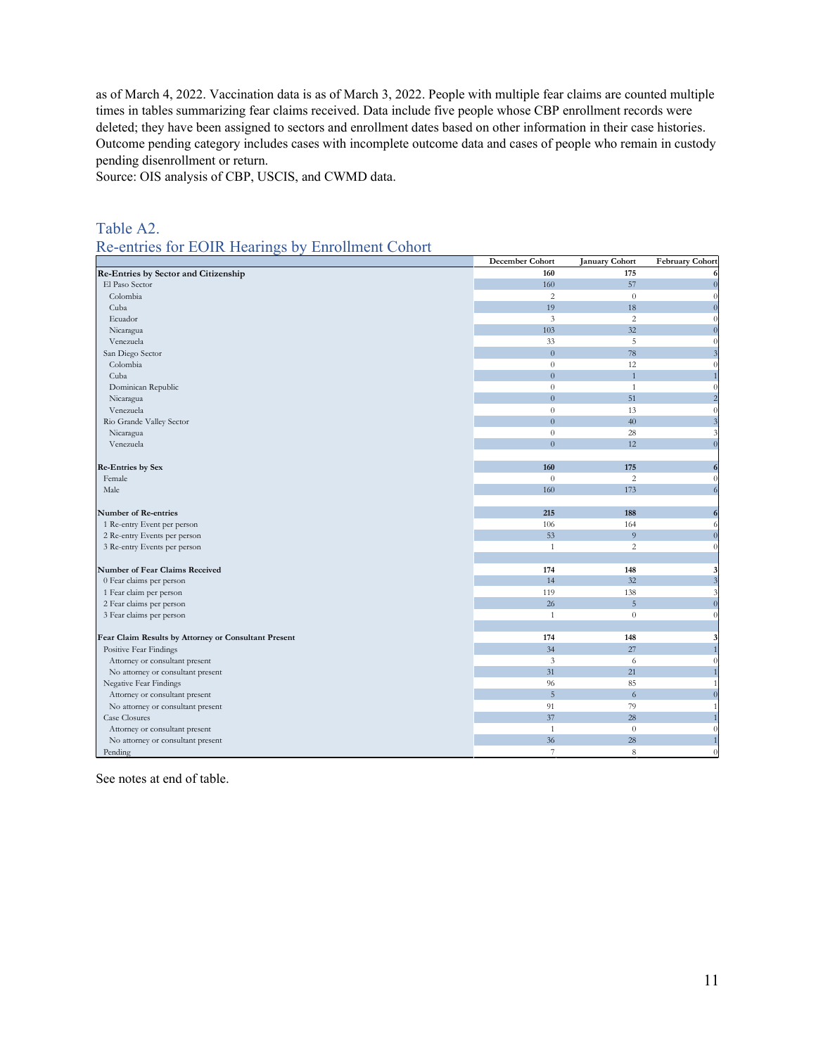as of March 4, 2022. Vaccination data is as of March 3, 2022. People with multiple fear claims are counted multiple times in tables summarizing fear claims received. Data include five people whose CBP enrollment records were deleted; they have been assigned to sectors and enrollment dates based on other information in their case histories. Outcome pending category includes cases with incomplete outcome data and cases of people who remain in custody pending disenrollment or return.
Source: OIS analysis of CBP, USCIS, and CWMD data.

## Table A2.
## Re-entries for EOIR Hearings by Enrollment Cohort

| | December Cohort | January Cohort | February Cohort |
|---|---|---|---|
| **Re-Entries by Sector and Citizenship** | **160** | **175** | **6** |
| El Paso Sector | 160 | 57 | 0 |
| Colombia | 2 | 0 | 0 |
| Cuba | 19 | 18 | 0 |
| Ecuador | 3 | 2 | 0 |
| Nicaragua | 103 | 32 | 0 |
| Venezuela | 33 | 5 | 0 |
| San Diego Sector | 0 | 78 | 3 |
| Colombia | 0 | 12 | 0 |
| Cuba | 0 | 1 | 1 |
| Dominican Republic | 0 | 1 | 0 |
| Nicaragua | 0 | 51 | 2 |
| Venezuela | 0 | 13 | 0 |
| Rio Grande Valley Sector | 0 | 40 | 3 |
| Nicaragua | 0 | 28 | 3 |
| Venezuela | 0 | 12 | 0 |
| | | | |
| **Re-Entries by Sex** | **160** | **175** | **6** |
| Female | 0 | 2 | 0 |
| Male | 160 | 173 | 6 |
| | | | |
| **Number of Re-entries** | **215** | **188** | **6** |
| 1 Re-entry Event per person | 106 | 164 | 6 |
| 2 Re-entry Events per person | 53 | 9 | 0 |
| 3 Re-entry Events per person | 1 | 2 | 0 |
| | | | |
| **Number of Fear Claims Received** | **174** | **148** | **3** |
| 0 Fear claims per person | 14 | 32 | 3 |
| 1 Fear claim per person | 119 | 138 | 3 |
| 2 Fear claims per person | 26 | 5 | 0 |
| 3 Fear claims per person | 1 | 0 | 0 |
| | | | |
| **Fear Claim Results by Attorney or Consultant Present** | **174** | **148** | **3** |
| Positive Fear Findings | 34 | 27 | 1 |
| Attorney or consultant present | 3 | 6 | 0 |
| No attorney or consultant present | 31 | 21 | 1 |
| Negative Fear Findings | 96 | 85 | 1 |
| Attorney or consultant present | 5 | 6 | 0 |
| No attorney or consultant present | 91 | 79 | 1 |
| Case Closures | 37 | 28 | 1 |
| Attorney or consultant present | 1 | 0 | 0 |
| No attorney or consultant present | 36 | 28 | 1 |
| Pending | 7 | 8 | 0 |

See notes at end of table.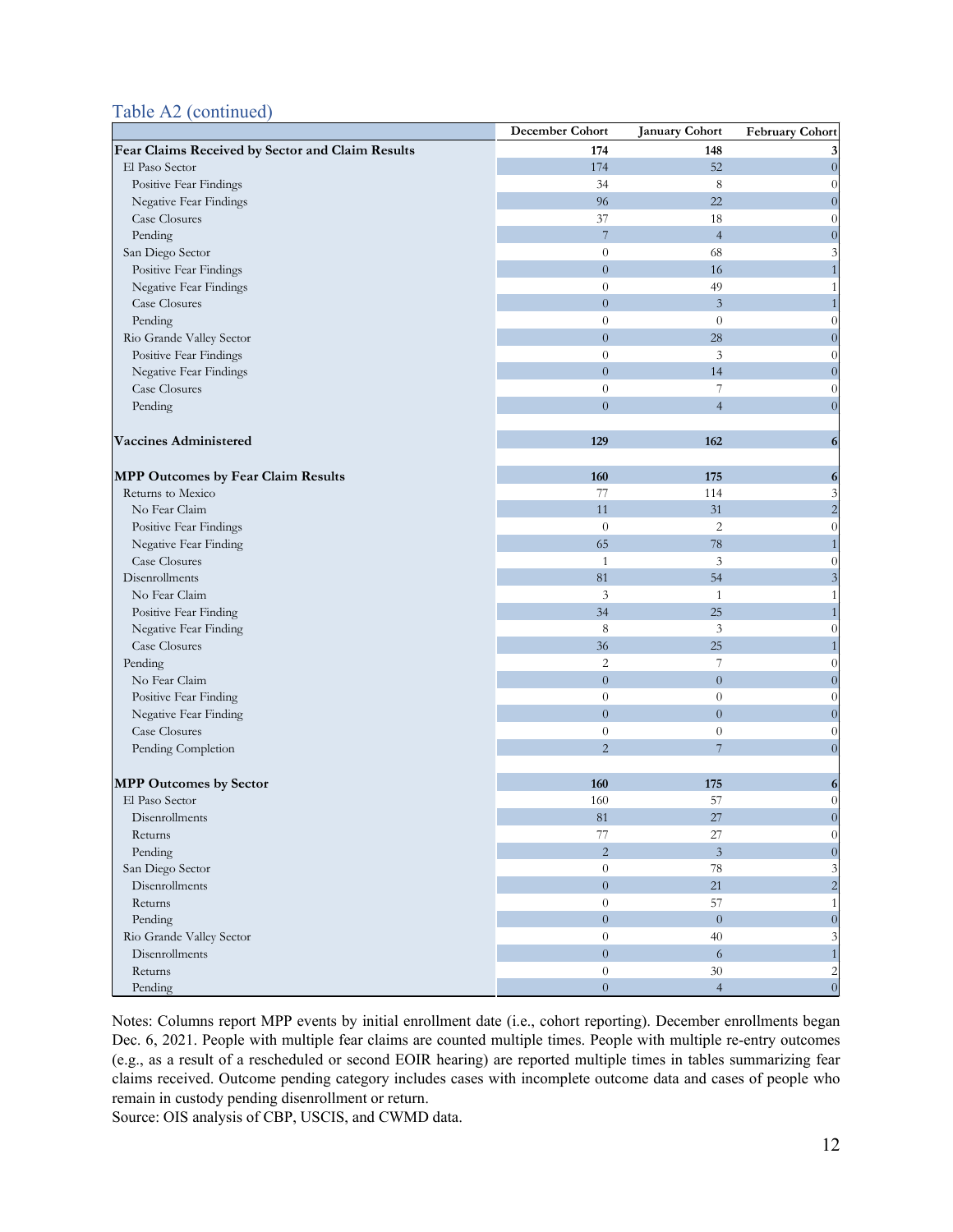Table A2 (continued)

| | December Cohort | January Cohort | February Cohort |
|---|---|---|---|
| **Fear Claims Received by Sector and Claim Results** | **174** | **148** | **3** |
| El Paso Sector | 174 | 52 | 0 |
| Positive Fear Findings | 34 | 8 | 0 |
| Negative Fear Findings | 96 | 22 | 0 |
| Case Closures | 37 | 18 | 0 |
| Pending | 7 | 4 | 0 |
| San Diego Sector | 0 | 68 | 3 |
| Positive Fear Findings | 0 | 16 | 1 |
| Negative Fear Findings | 0 | 49 | 1 |
| Case Closures | 0 | 3 | 1 |
| Pending | 0 | 0 | 0 |
| Rio Grande Valley Sector | 0 | 28 | 0 |
| Positive Fear Findings | 0 | 3 | 0 |
| Negative Fear Findings | 0 | 14 | 0 |
| Case Closures | 0 | 7 | 0 |
| Pending | 0 | 4 | 0 |
| | | | |
| **Vaccines Administered** | **129** | **162** | **6** |
| | | | |
| **MPP Outcomes by Fear Claim Results** | **160** | **175** | **6** |
| Returns to Mexico | 77 | 114 | 3 |
| No Fear Claim | 11 | 31 | 2 |
| Positive Fear Findings | 0 | 2 | 0 |
| Negative Fear Finding | 65 | 78 | 1 |
| Case Closures | 1 | 3 | 0 |
| Disenrollments | 81 | 54 | 3 |
| No Fear Claim | 3 | 1 | 1 |
| Positive Fear Finding | 34 | 25 | 1 |
| Negative Fear Finding | 8 | 3 | 0 |
| Case Closures | 36 | 25 | 1 |
| Pending | 2 | 7 | 0 |
| No Fear Claim | 0 | 0 | 0 |
| Positive Fear Finding | 0 | 0 | 0 |
| Negative Fear Finding | 0 | 0 | 0 |
| Case Closures | 0 | 0 | 0 |
| Pending Completion | 2 | 7 | 0 |
| | | | |
| **MPP Outcomes by Sector** | **160** | **175** | **6** |
| El Paso Sector | 160 | 57 | 0 |
| Disenrollments | 81 | 27 | 0 |
| Returns | 77 | 27 | 0 |
| Pending | 2 | 3 | 0 |
| San Diego Sector | 0 | 78 | 3 |
| Disenrollments | 0 | 21 | 2 |
| Returns | 0 | 57 | 1 |
| Pending | 0 | 0 | 0 |
| Rio Grande Valley Sector | 0 | 40 | 3 |
| Disenrollments | 0 | 6 | 1 |
| Returns | 0 | 30 | 2 |
| Pending | 0 | 4 | 0 |

Notes: Columns report MPP events by initial enrollment date (i.e., cohort reporting). December enrollments began Dec. 6, 2021. People with multiple fear claims are counted multiple times. People with multiple re-entry outcomes (e.g., as a result of a rescheduled or second EOIR hearing) are reported multiple times in tables summarizing fear claims received. Outcome pending category includes cases with incomplete outcome data and cases of people who remain in custody pending disenrollment or return.

Source: OIS analysis of CBP, USCIS, and CWMD data.